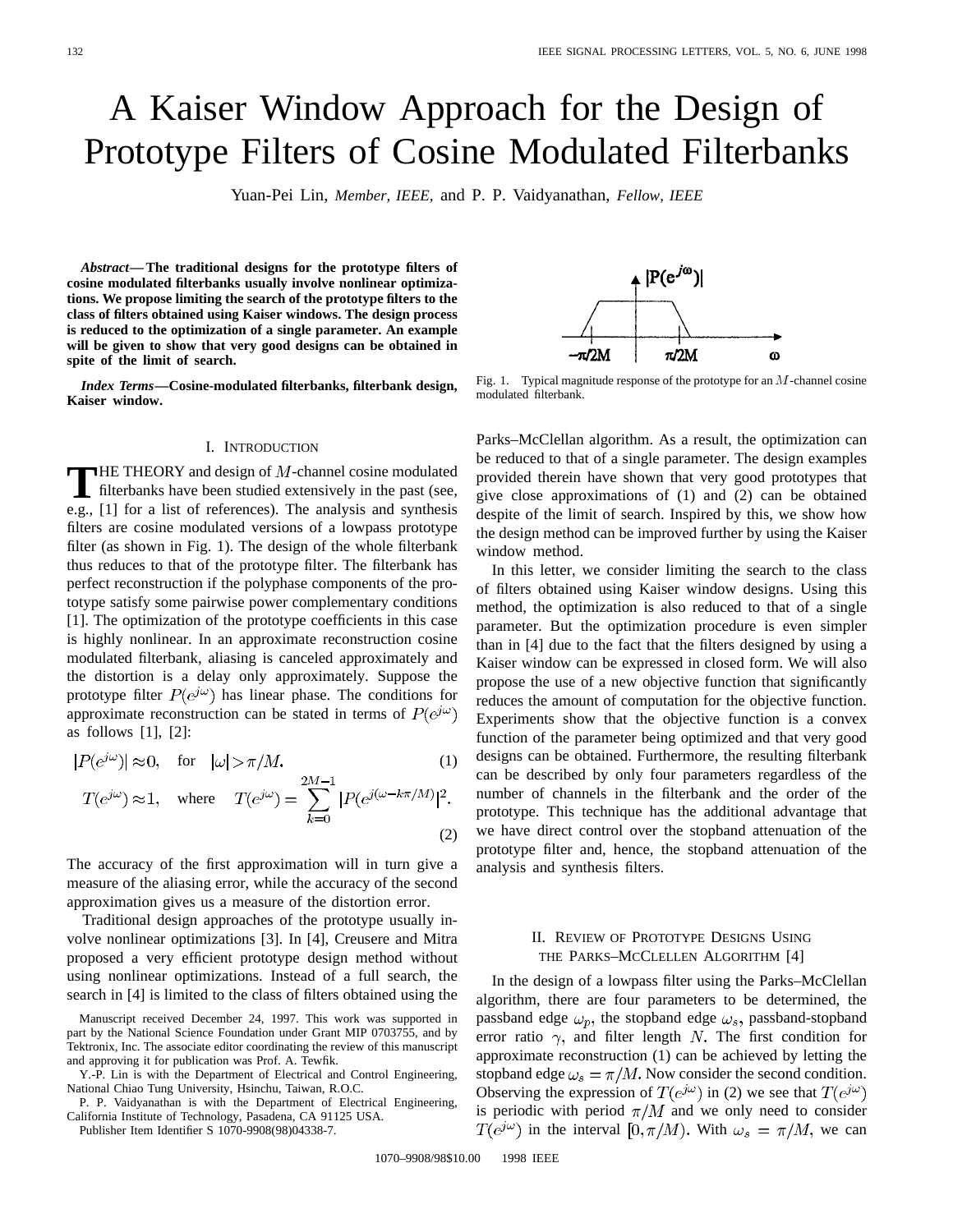# A Kaiser Window Approach for the Design of Prototype Filters of Cosine Modulated Filterbanks

Yuan-Pei Lin, *Member, IEEE,* and P. P. Vaidyanathan, *Fellow, IEEE*

***Abstract*—The traditional designs for the prototype filters of cosine modulated filterbanks usually involve nonlinear optimizations. We propose limiting the search of the prototype filters to the class of filters obtained using Kaiser windows. The design process is reduced to the optimization of a single parameter. An example will be given to show that very good designs can be obtained in spite of the limit of search.**

***Index Terms*—Cosine-modulated filterbanks, filterbank design, Kaiser window.**

## I. Introduction

The theory and design of $M$-channel cosine modulated filterbanks have been studied extensively in the past (see, e.g., [1] for a list of references). The analysis and synthesis filters are cosine modulated versions of a lowpass prototype filter (as shown in Fig. 1). The design of the whole filterbank thus reduces to that of the prototype filter. The filterbank has perfect reconstruction if the polyphase components of the prototype satisfy some pairwise power complementary conditions [1]. The optimization of the prototype coefficients in this case is highly nonlinear. In an approximate reconstruction cosine modulated filterbank, aliasing is canceled approximately and the distortion is a delay only approximately. Suppose the prototype filter $P(e^{j\omega})$ has linear phase. The conditions for approximate reconstruction can be stated in terms of $P(e^{j\omega})$ as follows [1], [2]:

$$|P(e^{j\omega})| \approx 0, \quad \text{for} \quad |\omega| > \pi/M. \tag{1}$$

$$T(e^{j\omega}) \approx 1, \quad \text{where} \quad T(e^{j\omega}) = \sum_{k=0}^{2M-1} |P(e^{j(\omega - k\pi/M)})|^2. \tag{2}$$

The accuracy of the first approximation will in turn give a measure of the aliasing error, while the accuracy of the second approximation gives us a measure of the distortion error.

Traditional design approaches of the prototype usually involve nonlinear optimizations [3]. In [4], Creusere and Mitra proposed a very efficient prototype design method without using nonlinear optimizations. Instead of a full search, the search in [4] is limited to the class of filters obtained using the Parks–McClellan algorithm. As a result, the optimization can be reduced to that of a single parameter. The design examples provided therein have shown that very good prototypes that give close approximations of (1) and (2) can be obtained despite of the limit of search. Inspired by this, we show how the design method can be improved further by using the Kaiser window method.

Fig. 1. Typical magnitude response of the prototype for an $M$-channel cosine modulated filterbank.

In this letter, we consider limiting the search to the class of filters obtained using Kaiser window designs. Using this method, the optimization is also reduced to that of a single parameter. But the optimization procedure is even simpler than in [4] due to the fact that the filters designed by using a Kaiser window can be expressed in closed form. We will also propose the use of a new objective function that significantly reduces the amount of computation for the objective function. Experiments show that the objective function is a convex function of the parameter being optimized and that very good designs can be obtained. Furthermore, the resulting filterbank can be described by only four parameters regardless of the number of channels in the filterbank and the order of the prototype. This technique has the additional advantage that we have direct control over the stopband attenuation of the prototype filter and, hence, the stopband attenuation of the analysis and synthesis filters.

## II. Review of Prototype Designs Using the Parks–McClellen Algorithm [4]

In the design of a lowpass filter using the Parks–McClellan algorithm, there are four parameters to be determined, the passband edge $\omega_p$, the stopband edge $\omega_s$, passband-stopband error ratio $\gamma$, and filter length $N$. The first condition for approximate reconstruction (1) can be achieved by letting the stopband edge $\omega_s = \pi/M$. Now consider the second condition. Observing the expression of $T(e^{j\omega})$ in (2) we see that $T(e^{j\omega})$ is periodic with period $\pi/M$ and we only need to consider $T(e^{j\omega})$ in the interval $[0, \pi/M)$. With $\omega_s = \pi/M$, we can

Manuscript received December 24, 1997. This work was supported in part by the National Science Foundation under Grant MIP 0703755, and by Tektronix, Inc. The associate editor coordinating the review of this manuscript and approving it for publication was Prof. A. Tewfik.

Y.-P. Lin is with the Department of Electrical and Control Engineering, National Chiao Tung University, Hsinchu, Taiwan, R.O.C.

P. P. Vaidyanathan is with the Department of Electrical Engineering, California Institute of Technology, Pasadena, CA 91125 USA.

Publisher Item Identifier S 1070-9908(98)04338-7.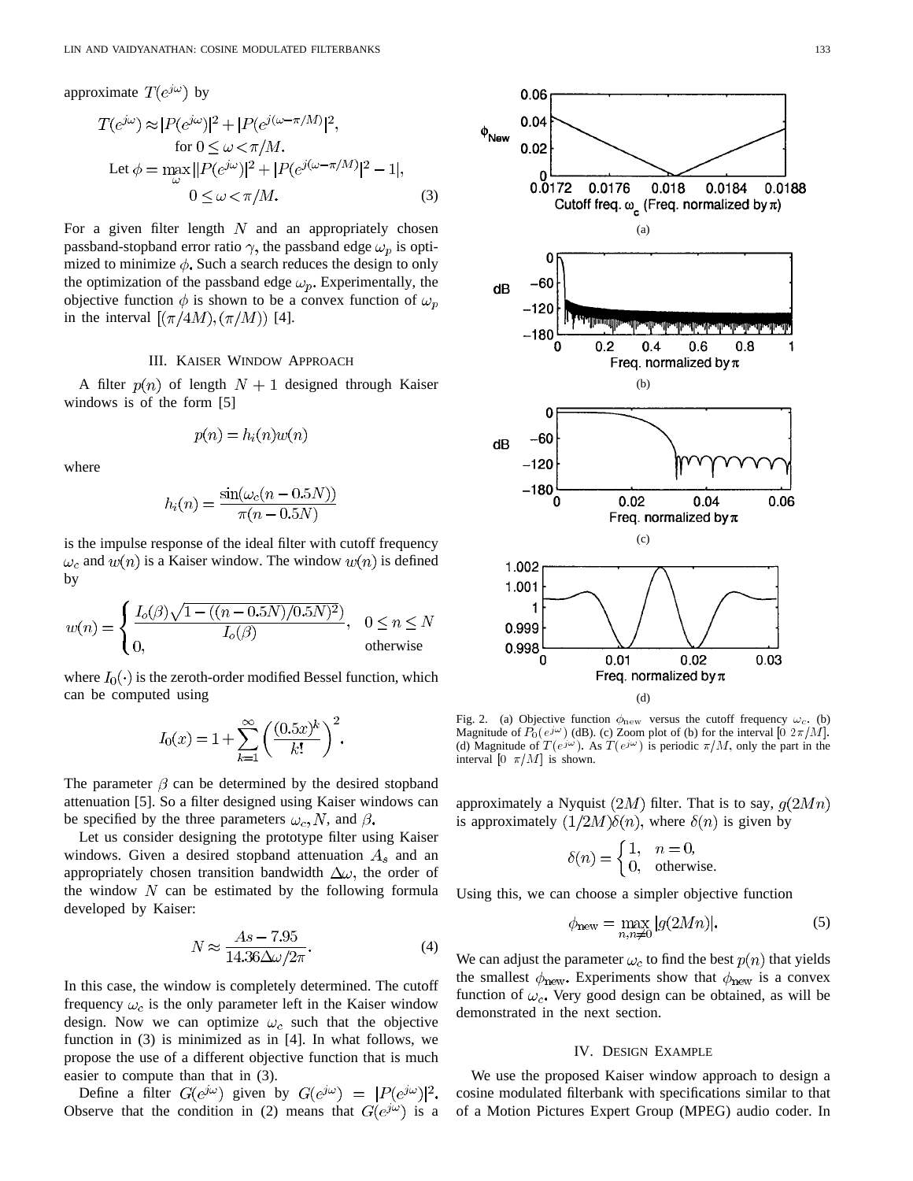approximate $T(e^{j\omega})$ by

$$T(e^{j\omega}) \approx |P(e^{j\omega})|^2 + |P(e^{j(\omega-\pi/M)})|^2, \quad \text{for } 0 \le \omega < \pi/M.$$

$$\text{Let } \phi = \max_{\omega} \left| |P(e^{j\omega})|^2 + |P(e^{j(\omega-\pi/M)})|^2 - 1 \right|, \quad 0 \le \omega < \pi/M. \tag{3}$$

For a given filter length $N$ and an appropriately chosen passband-stopband error ratio $\gamma$, the passband edge $\omega_p$ is optimized to minimize $\phi$. Such a search reduces the design to only the optimization of the passband edge $\omega_p$. Experimentally, the objective function $\phi$ is shown to be a convex function of $\omega_p$ in the interval $[(\pi/4M), (\pi/M))$ [4].

## III. Kaiser Window Approach

A filter $p(n)$ of length $N+1$ designed through Kaiser windows is of the form [5]

$$p(n) = h_i(n)w(n)$$

where

$$h_i(n) = \frac{\sin(\omega_c(n - 0.5N))}{\pi(n - 0.5N)}$$

is the impulse response of the ideal filter with cutoff frequency $\omega_c$ and $w(n)$ is a Kaiser window. The window $w(n)$ is defined by

$$w(n) = \begin{cases} \dfrac{I_o(\beta)\sqrt{1 - ((n-0.5N)/0.5N)^2)}}{I_o(\beta)}, & 0 \le n \le N \\ 0, & \text{otherwise} \end{cases}$$

where $I_0(\cdot)$ is the zeroth-order modified Bessel function, which can be computed using

$$I_0(x) = 1 + \sum_{k=1}^{\infty} \left( \frac{(0.5x)^k}{k!} \right)^2.$$

The parameter $\beta$ can be determined by the desired stopband attenuation [5]. So a filter designed using Kaiser windows can be specified by the three parameters $\omega_c, N$, and $\beta$.

Let us consider designing the prototype filter using Kaiser windows. Given a desired stopband attenuation $A_s$ and an appropriately chosen transition bandwidth $\Delta\omega$, the order of the window $N$ can be estimated by the following formula developed by Kaiser:

$$N \approx \frac{As - 7.95}{14.36\Delta\omega/2\pi}. \tag{4}$$

In this case, the window is completely determined. The cutoff frequency $\omega_c$ is the only parameter left in the Kaiser window design. Now we can optimize $\omega_c$ such that the objective function in (3) is minimized as in [4]. In what follows, we propose the use of a different objective function that is much easier to compute than that in (3).

Define a filter $G(e^{j\omega})$ given by $G(e^{j\omega}) = |P(e^{j\omega})|^2$. Observe that the condition in (2) means that $G(e^{j\omega})$ is a approximately a Nyquist $(2M)$ filter. That is to say, $g(2Mn)$ is approximately $(1/2M)\delta(n)$, where $\delta(n)$ is given by

$$\delta(n) = \begin{cases} 1, & n = 0, \\ 0, & \text{otherwise.} \end{cases}$$

Using this, we can choose a simpler objective function

$$\phi_{\text{new}} = \max_{n, n \neq 0} |g(2Mn)|. \tag{5}$$

We can adjust the parameter $\omega_c$ to find the best $p(n)$ that yields the smallest $\phi_{\text{new}}$. Experiments show that $\phi_{\text{new}}$ is a convex function of $\omega_c$. Very good design can be obtained, as will be demonstrated in the next section.

Fig. 2. (a) Objective function $\phi_{\text{new}}$ versus the cutoff frequency $\omega_c$. (b) Magnitude of $P_0(e^{j\omega})$ (dB). (c) Zoom plot of (b) for the interval $[0 \ 2\pi/M]$. (d) Magnitude of $T(e^{j\omega})$. As $T(e^{j\omega})$ is periodic $\pi/M$, only the part in the interval $[0 \ \pi/M]$ is shown.

## IV. Design Example

We use the proposed Kaiser window approach to design a cosine modulated filterbank with specifications similar to that of a Motion Pictures Expert Group (MPEG) audio coder. In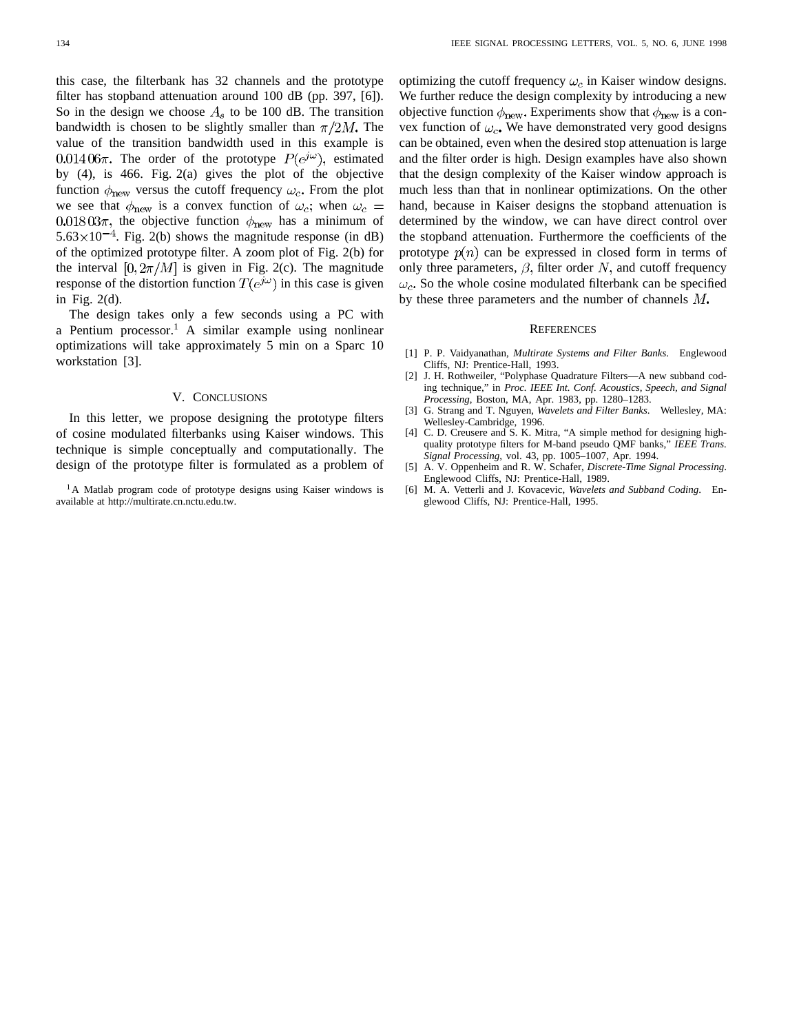this case, the filterbank has 32 channels and the prototype filter has stopband attenuation around 100 dB (pp. 397, [6]). So in the design we choose $A_s$ to be 100 dB. The transition bandwidth is chosen to be slightly smaller than $\pi/2M$. The value of the transition bandwidth used in this example is $0.01406\pi$. The order of the prototype $P(e^{j\omega})$, estimated by (4), is 466. Fig. 2(a) gives the plot of the objective function $\phi_{\text{new}}$ versus the cutoff frequency $\omega_c$. From the plot we see that $\phi_{\text{new}}$ is a convex function of $\omega_c$; when $\omega_c = 0.01803\pi$, the objective function $\phi_{\text{new}}$ has a minimum of $5.63\times10^{-4}$. Fig. 2(b) shows the magnitude response (in dB) of the optimized prototype filter. A zoom plot of Fig. 2(b) for the interval $[0, 2\pi/M]$ is given in Fig. 2(c). The magnitude response of the distortion function $T(e^{j\omega})$ in this case is given in Fig. 2(d).

The design takes only a few seconds using a PC with a Pentium processor.[1] A similar example using nonlinear optimizations will take approximately 5 min on a Sparc 10 workstation [3].

## V. Conclusions

In this letter, we propose designing the prototype filters of cosine modulated filterbanks using Kaiser windows. This technique is simple conceptually and computationally. The design of the prototype filter is formulated as a problem of optimizing the cutoff frequency $\omega_c$ in Kaiser window designs. We further reduce the design complexity by introducing a new objective function $\phi_{\text{new}}$. Experiments show that $\phi_{\text{new}}$ is a convex function of $\omega_c$. We have demonstrated very good designs can be obtained, even when the desired stop attenuation is large and the filter order is high. Design examples have also shown that the design complexity of the Kaiser window approach is much less than that in nonlinear optimizations. On the other hand, because in Kaiser designs the stopband attenuation is determined by the window, we can have direct control over the stopband attenuation. Furthermore the coefficients of the prototype $p(n)$ can be expressed in closed form in terms of only three parameters, $\beta$, filter order $N$, and cutoff frequency $\omega_c$. So the whole cosine modulated filterbank can be specified by these three parameters and the number of channels $M$.

[1] A Matlab program code of prototype designs using Kaiser windows is available at http://multirate.cn.nctu.edu.tw.

## References

[1] P. P. Vaidyanathan, *Multirate Systems and Filter Banks*. Englewood Cliffs, NJ: Prentice-Hall, 1993.

[2] J. H. Rothweiler, "Polyphase Quadrature Filters—A new subband coding technique," in *Proc. IEEE Int. Conf. Acoustics, Speech, and Signal Processing*, Boston, MA, Apr. 1983, pp. 1280–1283.

[3] G. Strang and T. Nguyen, *Wavelets and Filter Banks*. Wellesley, MA: Wellesley-Cambridge, 1996.

[4] C. D. Creusere and S. K. Mitra, "A simple method for designing high-quality prototype filters for M-band pseudo QMF banks," *IEEE Trans. Signal Processing*, vol. 43, pp. 1005–1007, Apr. 1994.

[5] A. V. Oppenheim and R. W. Schafer, *Discrete-Time Signal Processing*. Englewood Cliffs, NJ: Prentice-Hall, 1989.

[6] M. A. Vetterli and J. Kovacevic, *Wavelets and Subband Coding*. Englewood Cliffs, NJ: Prentice-Hall, 1995.